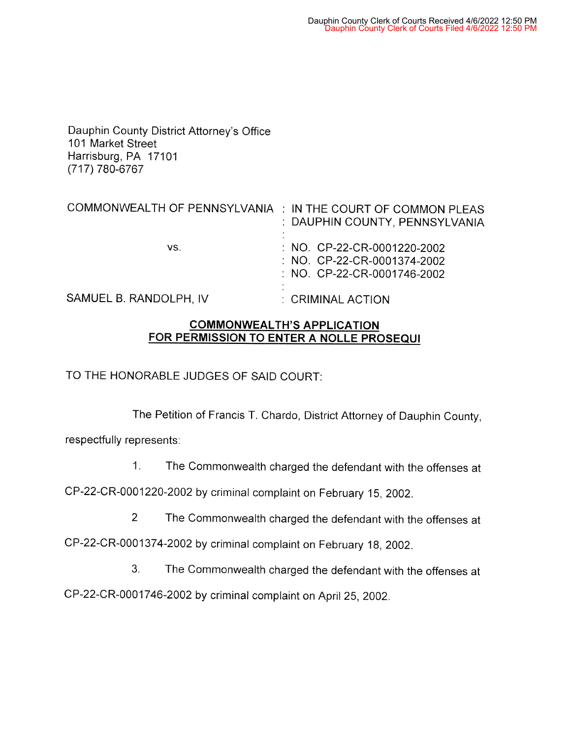Dauphin County Clerk of Courts Received 4/6/2022 12:50 PM
Dauphin County Clerk of Courts Filed 4/6/2022 12:50 PM

Dauphin County District Attorney's Office
101 Market Street
Harrisburg, PA 17101
(717) 780-6767

| | |
|---|---|
| COMMONWEALTH OF PENNSYLVANIA | : IN THE COURT OF COMMON PLEAS |
| | : DAUPHIN COUNTY, PENNSYLVANIA |
| vs. | : NO. CP-22-CR-0001220-2002 |
| | : NO. CP-22-CR-0001374-2002 |
| | : NO. CP-22-CR-0001746-2002 |
| SAMUEL B. RANDOLPH, IV | : CRIMINAL ACTION |

## COMMONWEALTH'S APPLICATION FOR PERMISSION TO ENTER A NOLLE PROSEQUI

TO THE HONORABLE JUDGES OF SAID COURT:

The Petition of Francis T. Chardo, District Attorney of Dauphin County, respectfully represents:

1. The Commonwealth charged the defendant with the offenses at CP-22-CR-0001220-2002 by criminal complaint on February 15, 2002.

2 The Commonwealth charged the defendant with the offenses at CP-22-CR-0001374-2002 by criminal complaint on February 18, 2002.

3. The Commonwealth charged the defendant with the offenses at CP-22-CR-0001746-2002 by criminal complaint on April 25, 2002.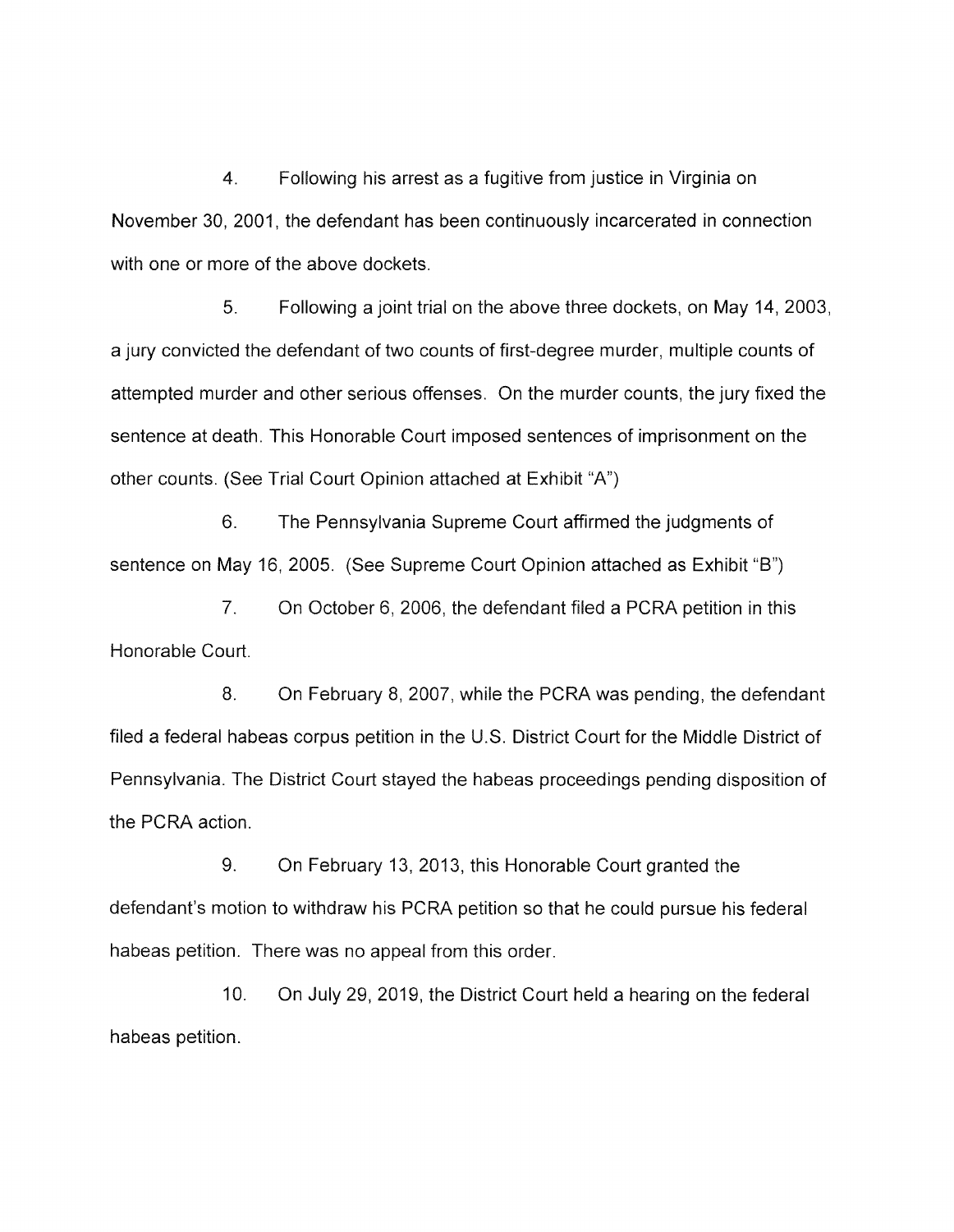4. Following his arrest as a fugitive from justice in Virginia on November 30, 2001, the defendant has been continuously incarcerated in connection with one or more of the above dockets.

5. Following a joint trial on the above three dockets, on May 14, 2003, a jury convicted the defendant of two counts of first-degree murder, multiple counts of attempted murder and other serious offenses. On the murder counts, the jury fixed the sentence at death. This Honorable Court imposed sentences of imprisonment on the other counts. (See Trial Court Opinion attached at Exhibit "A")

6. The Pennsylvania Supreme Court affirmed the judgments of sentence on May 16, 2005. (See Supreme Court Opinion attached as Exhibit "B")

7. On October 6, 2006, the defendant filed a PCRA petition in this Honorable Court.

8. On February 8, 2007, while the PCRA was pending, the defendant filed a federal habeas corpus petition in the U.S. District Court for the Middle District of Pennsylvania. The District Court stayed the habeas proceedings pending disposition of the PCRA action.

9. On February 13, 2013, this Honorable Court granted the defendant's motion to withdraw his PCRA petition so that he could pursue his federal habeas petition. There was no appeal from this order.

10. On July 29, 2019, the District Court held a hearing on the federal habeas petition.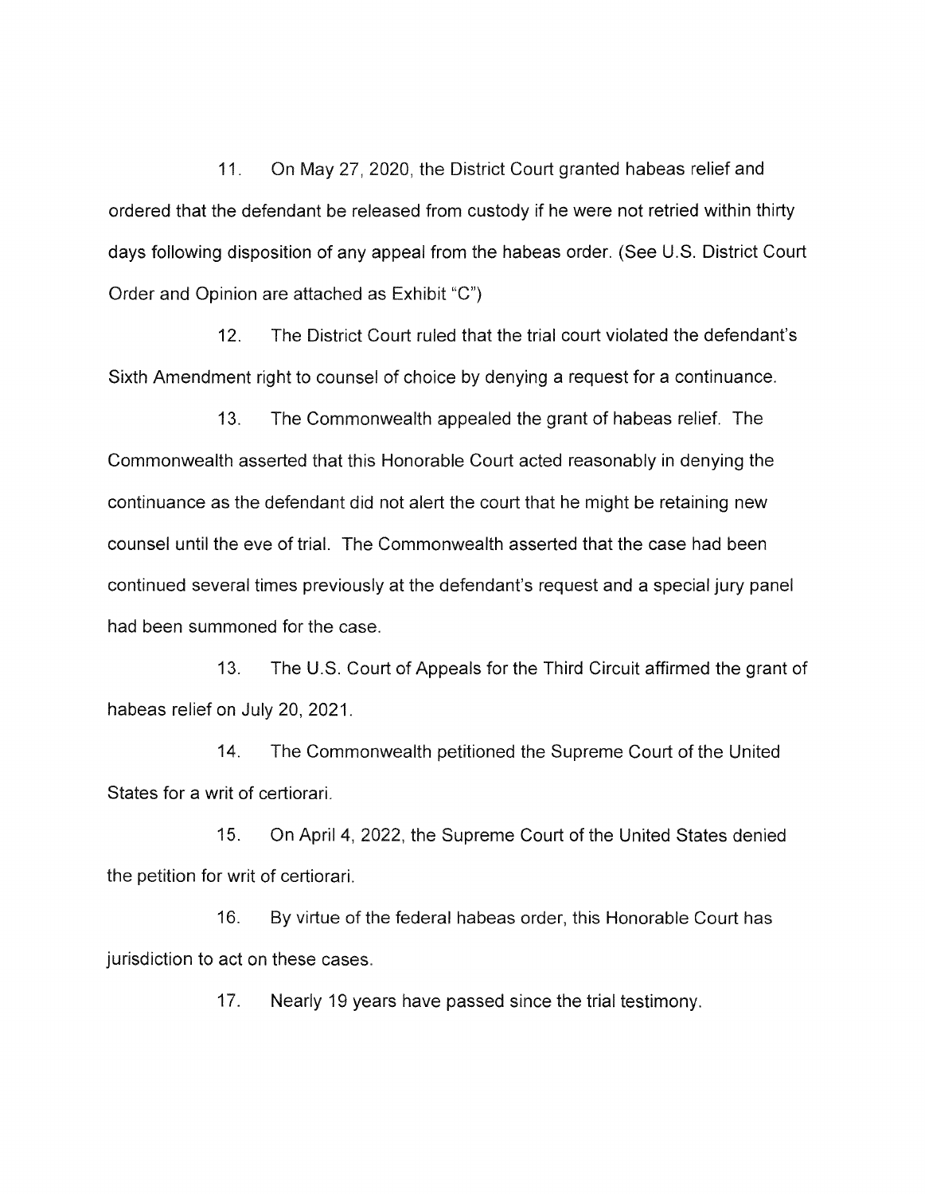11. On May 27, 2020, the District Court granted habeas relief and ordered that the defendant be released from custody if he were not retried within thirty days following disposition of any appeal from the habeas order. (See U.S. District Court Order and Opinion are attached as Exhibit "C")

12. The District Court ruled that the trial court violated the defendant's Sixth Amendment right to counsel of choice by denying a request for a continuance.

13. The Commonwealth appealed the grant of habeas relief. The Commonwealth asserted that this Honorable Court acted reasonably in denying the continuance as the defendant did not alert the court that he might be retaining new counsel until the eve of trial. The Commonwealth asserted that the case had been continued several times previously at the defendant's request and a special jury panel had been summoned for the case.

13. The U.S. Court of Appeals for the Third Circuit affirmed the grant of habeas relief on July 20, 2021.

14. The Commonwealth petitioned the Supreme Court of the United States for a writ of certiorari.

15. On April 4, 2022, the Supreme Court of the United States denied the petition for writ of certiorari.

16. By virtue of the federal habeas order, this Honorable Court has jurisdiction to act on these cases.

17. Nearly 19 years have passed since the trial testimony.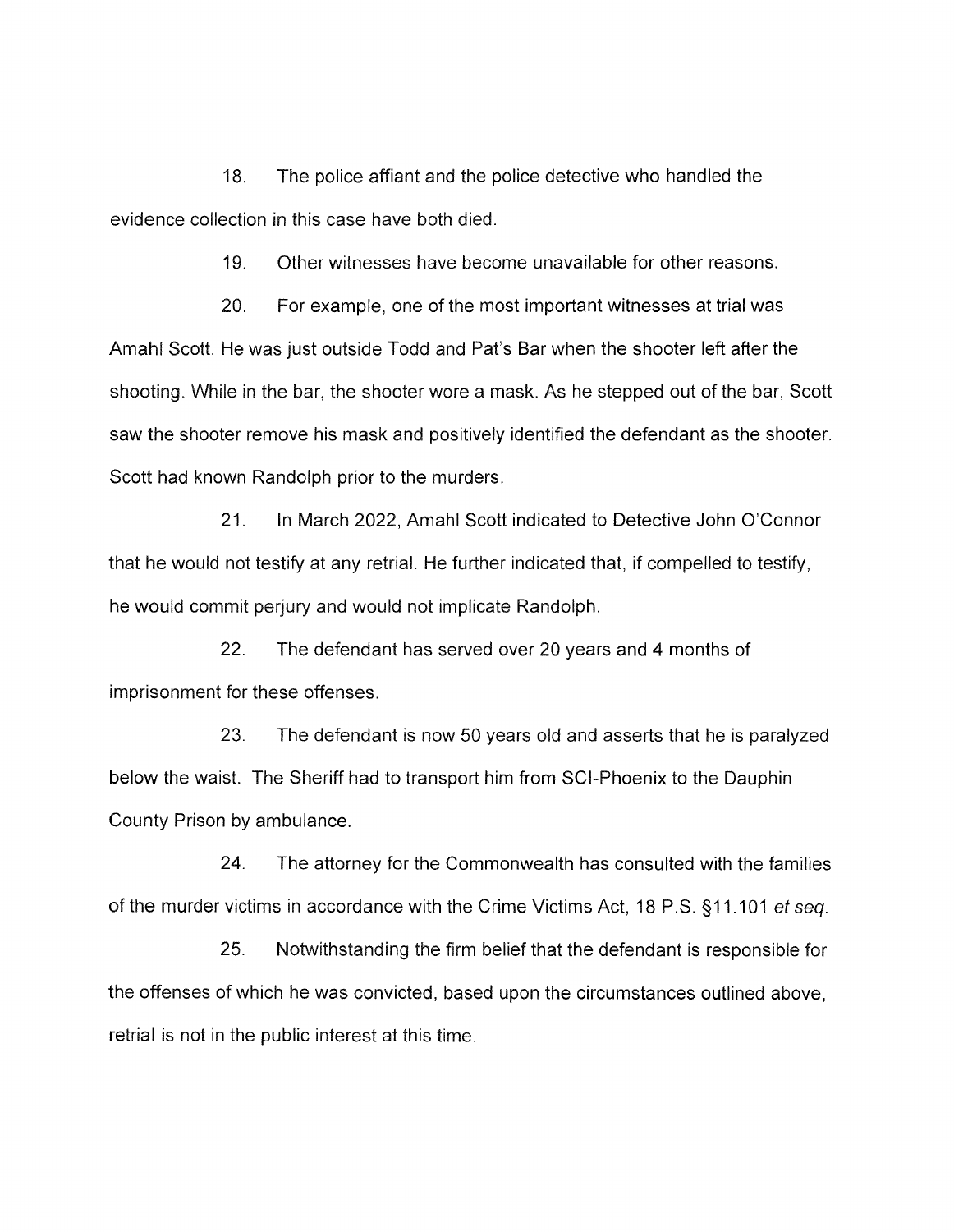18. The police affiant and the police detective who handled the evidence collection in this case have both died.

19. Other witnesses have become unavailable for other reasons.

20. For example, one of the most important witnesses at trial was Amahl Scott. He was just outside Todd and Pat's Bar when the shooter left after the shooting. While in the bar, the shooter wore a mask. As he stepped out of the bar, Scott saw the shooter remove his mask and positively identified the defendant as the shooter. Scott had known Randolph prior to the murders.

21. In March 2022, Amahl Scott indicated to Detective John O'Connor that he would not testify at any retrial. He further indicated that, if compelled to testify, he would commit perjury and would not implicate Randolph.

22. The defendant has served over 20 years and 4 months of imprisonment for these offenses.

23. The defendant is now 50 years old and asserts that he is paralyzed below the waist. The Sheriff had to transport him from SCI-Phoenix to the Dauphin County Prison by ambulance.

24. The attorney for the Commonwealth has consulted with the families of the murder victims in accordance with the Crime Victims Act, 18 P.S. §11.101 *et seq.*

25. Notwithstanding the firm belief that the defendant is responsible for the offenses of which he was convicted, based upon the circumstances outlined above, retrial is not in the public interest at this time.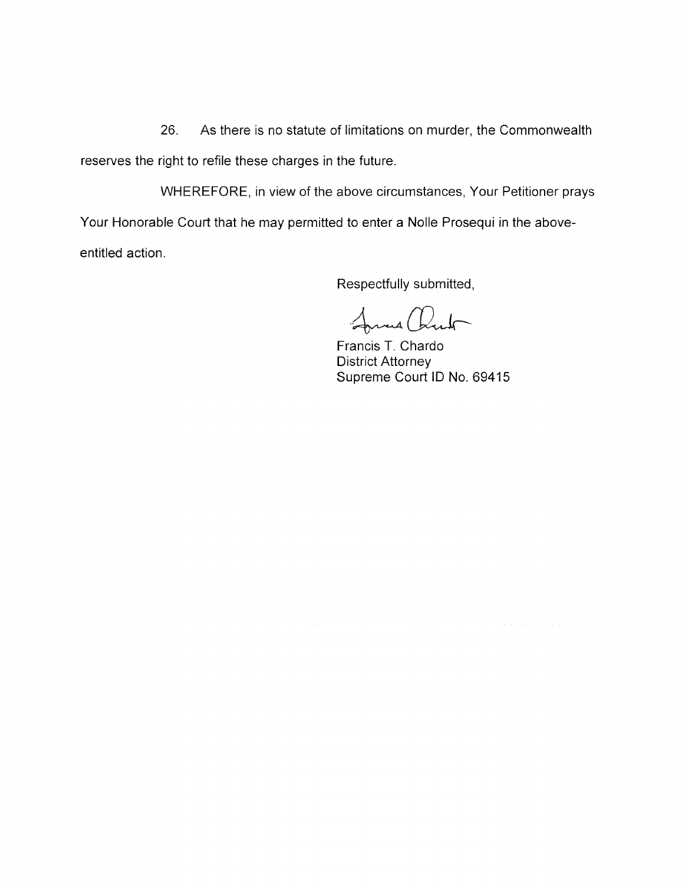26. As there is no statute of limitations on murder, the Commonwealth reserves the right to refile these charges in the future.

WHEREFORE, in view of the above circumstances, Your Petitioner prays Your Honorable Court that he may permitted to enter a Nolle Prosequi in the above-entitled action.

Respectfully submitted,

Francis T. Chardo
District Attorney
Supreme Court ID No. 69415